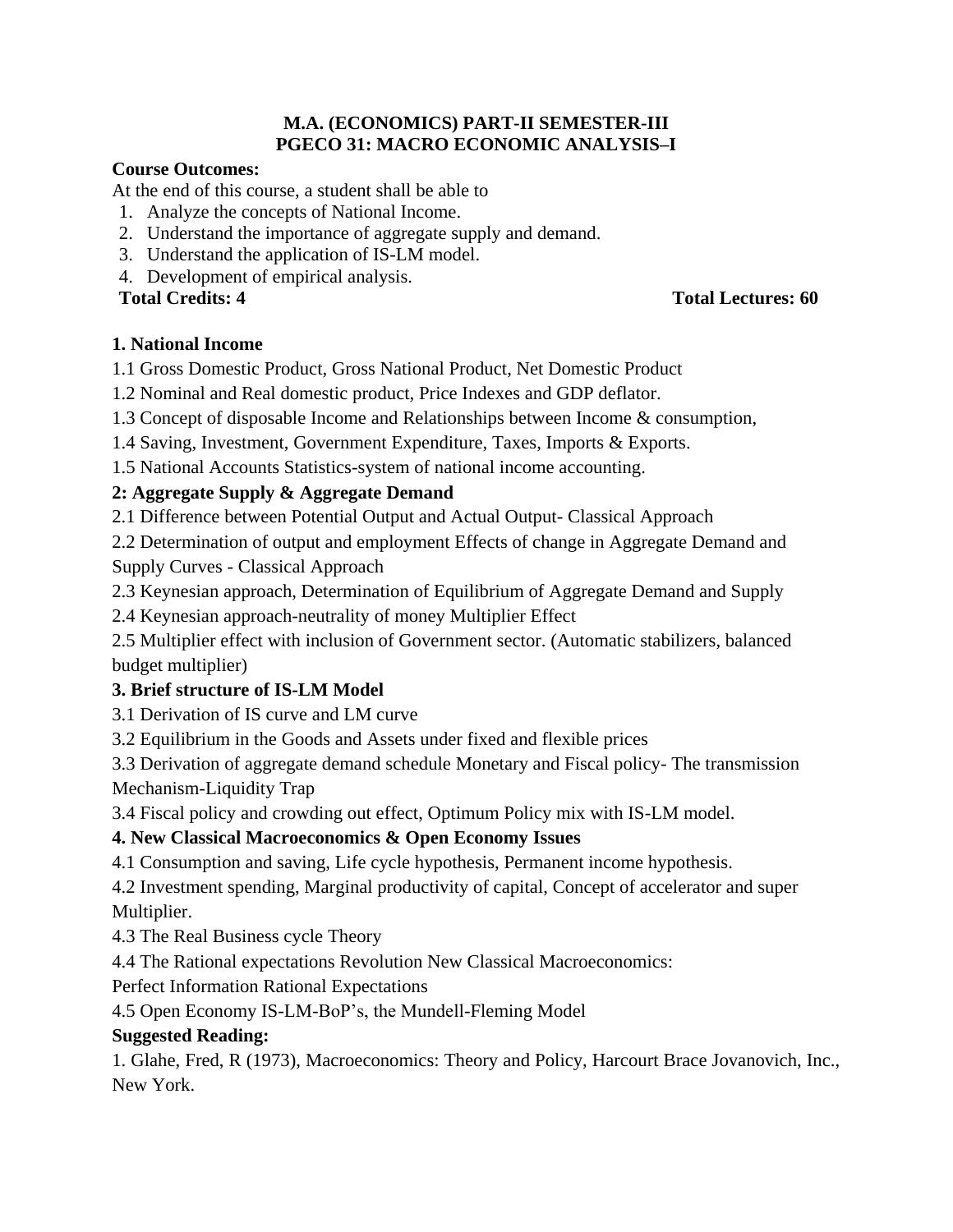**M.A. (ECONOMICS) PART-II SEMESTER-III**
**PGECO 31: MACRO ECONOMIC ANALYSIS–I**

**Course Outcomes:**

At the end of this course, a student shall be able to

1. Analyze the concepts of National Income.
2. Understand the importance of aggregate supply and demand.
3. Understand the application of IS-LM model.
4. Development of empirical analysis.

**Total Credits: 4** **Total Lectures: 60**

**1. National Income**

1.1 Gross Domestic Product, Gross National Product, Net Domestic Product

1.2 Nominal and Real domestic product, Price Indexes and GDP deflator.

1.3 Concept of disposable Income and Relationships between Income & consumption,

1.4 Saving, Investment, Government Expenditure, Taxes, Imports & Exports.

1.5 National Accounts Statistics-system of national income accounting.

**2: Aggregate Supply & Aggregate Demand**

2.1 Difference between Potential Output and Actual Output- Classical Approach

2.2 Determination of output and employment Effects of change in Aggregate Demand and Supply Curves - Classical Approach

2.3 Keynesian approach, Determination of Equilibrium of Aggregate Demand and Supply

2.4 Keynesian approach-neutrality of money Multiplier Effect

2.5 Multiplier effect with inclusion of Government sector. (Automatic stabilizers, balanced budget multiplier)

**3. Brief structure of IS-LM Model**

3.1 Derivation of IS curve and LM curve

3.2 Equilibrium in the Goods and Assets under fixed and flexible prices

3.3 Derivation of aggregate demand schedule Monetary and Fiscal policy- The transmission Mechanism-Liquidity Trap

3.4 Fiscal policy and crowding out effect, Optimum Policy mix with IS-LM model.

**4. New Classical Macroeconomics & Open Economy Issues**

4.1 Consumption and saving, Life cycle hypothesis, Permanent income hypothesis.

4.2 Investment spending, Marginal productivity of capital, Concept of accelerator and super Multiplier.

4.3 The Real Business cycle Theory

4.4 The Rational expectations Revolution New Classical Macroeconomics:
Perfect Information Rational Expectations

4.5 Open Economy IS-LM-BoP's, the Mundell-Fleming Model

**Suggested Reading:**

1. Glahe, Fred, R (1973), Macroeconomics: Theory and Policy, Harcourt Brace Jovanovich, Inc., New York.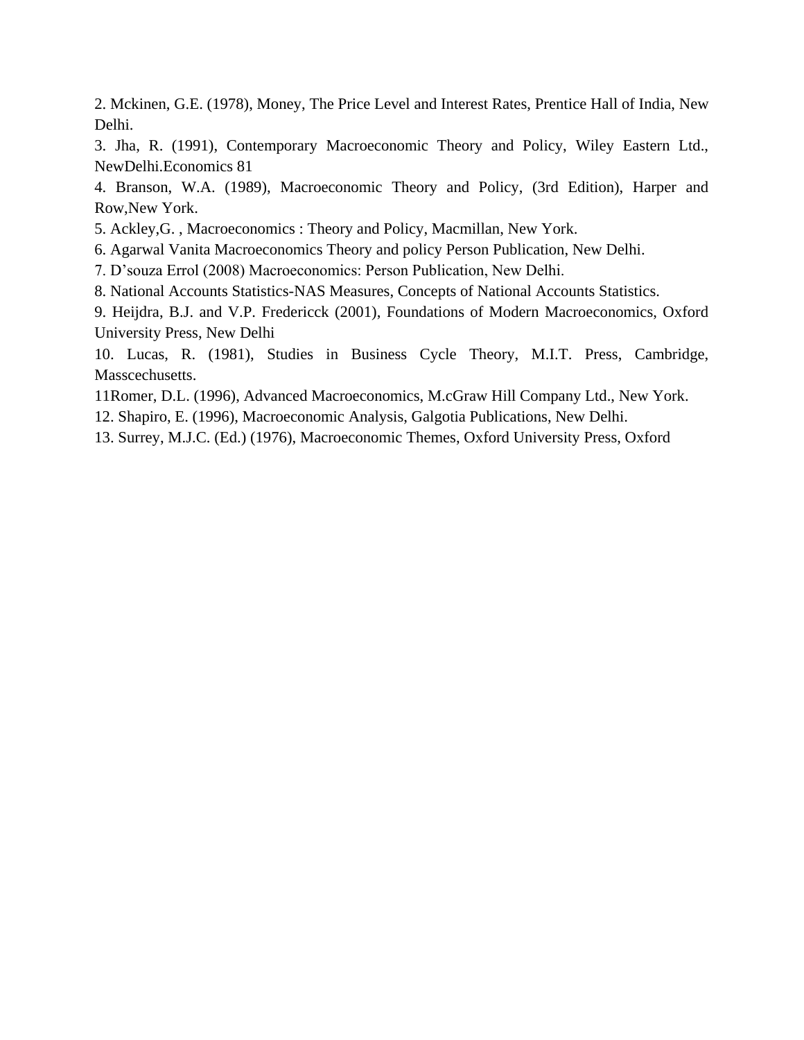2. Mckinen, G.E. (1978), Money, The Price Level and Interest Rates, Prentice Hall of India, New Delhi.

3. Jha, R. (1991), Contemporary Macroeconomic Theory and Policy, Wiley Eastern Ltd., NewDelhi.Economics 81

4. Branson, W.A. (1989), Macroeconomic Theory and Policy, (3rd Edition), Harper and Row,New York.

5. Ackley,G. , Macroeconomics : Theory and Policy, Macmillan, New York.

6. Agarwal Vanita Macroeconomics Theory and policy Person Publication, New Delhi.

7. D'souza Errol (2008) Macroeconomics: Person Publication, New Delhi.

8. National Accounts Statistics-NAS Measures, Concepts of National Accounts Statistics.

9. Heijdra, B.J. and V.P. Fredericck (2001), Foundations of Modern Macroeconomics, Oxford University Press, New Delhi

10. Lucas, R. (1981), Studies in Business Cycle Theory, M.I.T. Press, Cambridge, Masscechusetts.

11Romer, D.L. (1996), Advanced Macroeconomics, M.cGraw Hill Company Ltd., New York.

12. Shapiro, E. (1996), Macroeconomic Analysis, Galgotia Publications, New Delhi.

13. Surrey, M.J.C. (Ed.) (1976), Macroeconomic Themes, Oxford University Press, Oxford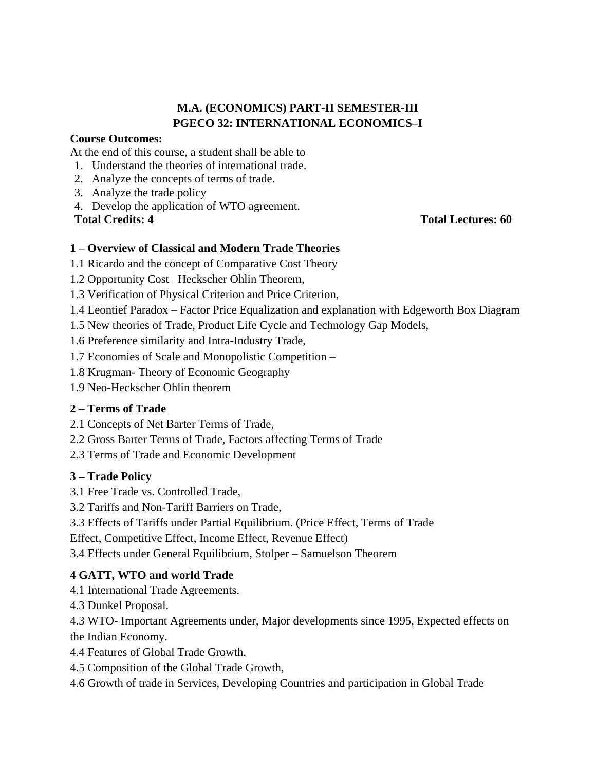## M.A. (ECONOMICS) PART-II SEMESTER-III
## PGECO 32: INTERNATIONAL ECONOMICS–I

**Course Outcomes:**

At the end of this course, a student shall be able to

1. Understand the theories of international trade.
2. Analyze the concepts of terms of trade.
3. Analyze the trade policy
4. Develop the application of WTO agreement.

**Total Credits: 4** **Total Lectures: 60**

### 1 – Overview of Classical and Modern Trade Theories

1.1 Ricardo and the concept of Comparative Cost Theory

1.2 Opportunity Cost –Heckscher Ohlin Theorem,

1.3 Verification of Physical Criterion and Price Criterion,

1.4 Leontief Paradox – Factor Price Equalization and explanation with Edgeworth Box Diagram

1.5 New theories of Trade, Product Life Cycle and Technology Gap Models,

1.6 Preference similarity and Intra-Industry Trade,

1.7 Economies of Scale and Monopolistic Competition –

1.8 Krugman- Theory of Economic Geography

1.9 Neo-Heckscher Ohlin theorem

### 2 – Terms of Trade

2.1 Concepts of Net Barter Terms of Trade,

2.2 Gross Barter Terms of Trade, Factors affecting Terms of Trade

2.3 Terms of Trade and Economic Development

### 3 – Trade Policy

3.1 Free Trade vs. Controlled Trade,

3.2 Tariffs and Non-Tariff Barriers on Trade,

3.3 Effects of Tariffs under Partial Equilibrium. (Price Effect, Terms of Trade Effect, Competitive Effect, Income Effect, Revenue Effect)

3.4 Effects under General Equilibrium, Stolper – Samuelson Theorem

### 4 GATT, WTO and world Trade

4.1 International Trade Agreements.

4.3 Dunkel Proposal.

4.3 WTO- Important Agreements under, Major developments since 1995, Expected effects on the Indian Economy.

4.4 Features of Global Trade Growth,

4.5 Composition of the Global Trade Growth,

4.6 Growth of trade in Services, Developing Countries and participation in Global Trade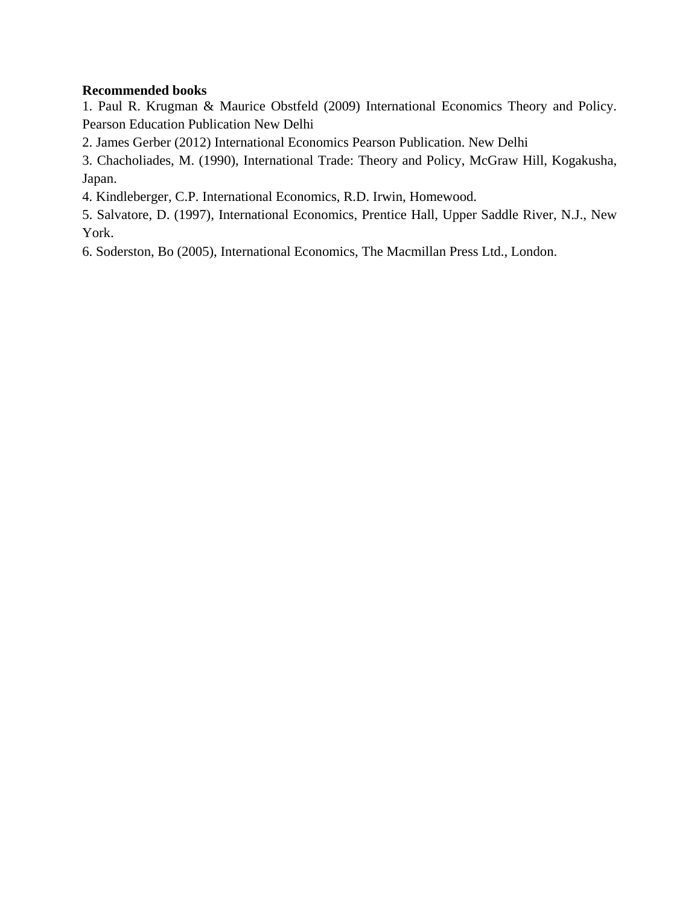**Recommended books**

1. Paul R. Krugman & Maurice Obstfeld (2009) International Economics Theory and Policy. Pearson Education Publication New Delhi
2. James Gerber (2012) International Economics Pearson Publication. New Delhi
3. Chacholiades, M. (1990), International Trade: Theory and Policy, McGraw Hill, Kogakusha, Japan.
4. Kindleberger, C.P. International Economics, R.D. Irwin, Homewood.
5. Salvatore, D. (1997), International Economics, Prentice Hall, Upper Saddle River, N.J., New York.
6. Soderston, Bo (2005), International Economics, The Macmillan Press Ltd., London.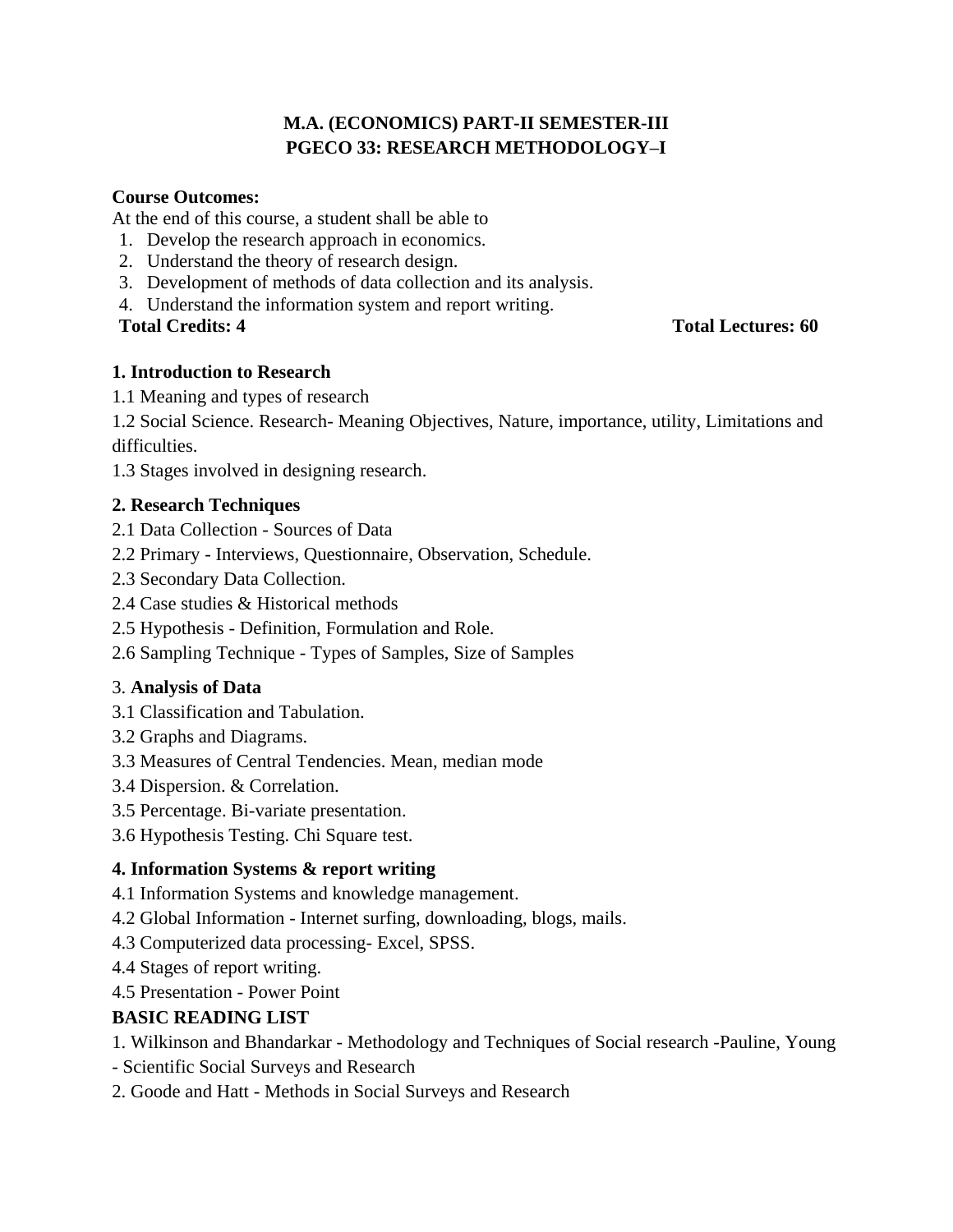**M.A. (ECONOMICS) PART-II SEMESTER-III**
**PGECO 33: RESEARCH METHODOLOGY–I**

**Course Outcomes:**

At the end of this course, a student shall be able to

1. Develop the research approach in economics.
2. Understand the theory of research design.
3. Development of methods of data collection and its analysis.
4. Understand the information system and report writing.

**Total Credits: 4** **Total Lectures: 60**

**1. Introduction to Research**

1.1 Meaning and types of research

1.2 Social Science. Research- Meaning Objectives, Nature, importance, utility, Limitations and difficulties.

1.3 Stages involved in designing research.

**2. Research Techniques**

2.1 Data Collection - Sources of Data

2.2 Primary - Interviews, Questionnaire, Observation, Schedule.

2.3 Secondary Data Collection.

2.4 Case studies & Historical methods

2.5 Hypothesis - Definition, Formulation and Role.

2.6 Sampling Technique - Types of Samples, Size of Samples

3. **Analysis of Data**

3.1 Classification and Tabulation.

3.2 Graphs and Diagrams.

3.3 Measures of Central Tendencies. Mean, median mode

3.4 Dispersion. & Correlation.

3.5 Percentage. Bi-variate presentation.

3.6 Hypothesis Testing. Chi Square test.

**4. Information Systems & report writing**

4.1 Information Systems and knowledge management.

4.2 Global Information - Internet surfing, downloading, blogs, mails.

4.3 Computerized data processing- Excel, SPSS.

4.4 Stages of report writing.

4.5 Presentation - Power Point

**BASIC READING LIST**

1. Wilkinson and Bhandarkar - Methodology and Techniques of Social research -Pauline, Young - Scientific Social Surveys and Research
2. Goode and Hatt - Methods in Social Surveys and Research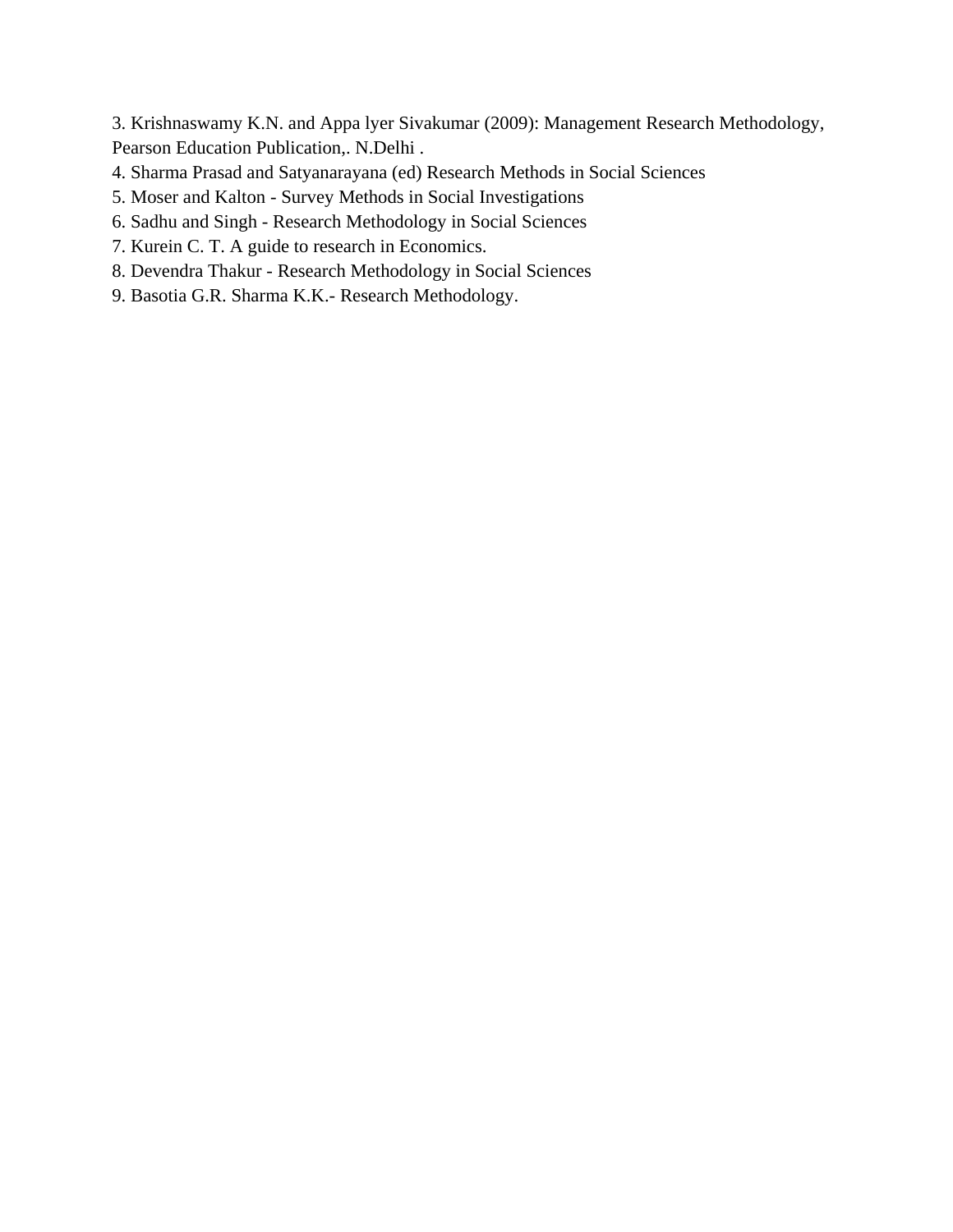3. Krishnaswamy K.N. and Appa lyer Sivakumar (2009): Management Research Methodology, Pearson Education Publication,. N.Delhi .
4. Sharma Prasad and Satyanarayana (ed) Research Methods in Social Sciences
5. Moser and Kalton - Survey Methods in Social Investigations
6. Sadhu and Singh - Research Methodology in Social Sciences
7. Kurein C. T. A guide to research in Economics.
8. Devendra Thakur - Research Methodology in Social Sciences
9. Basotia G.R. Sharma K.K.- Research Methodology.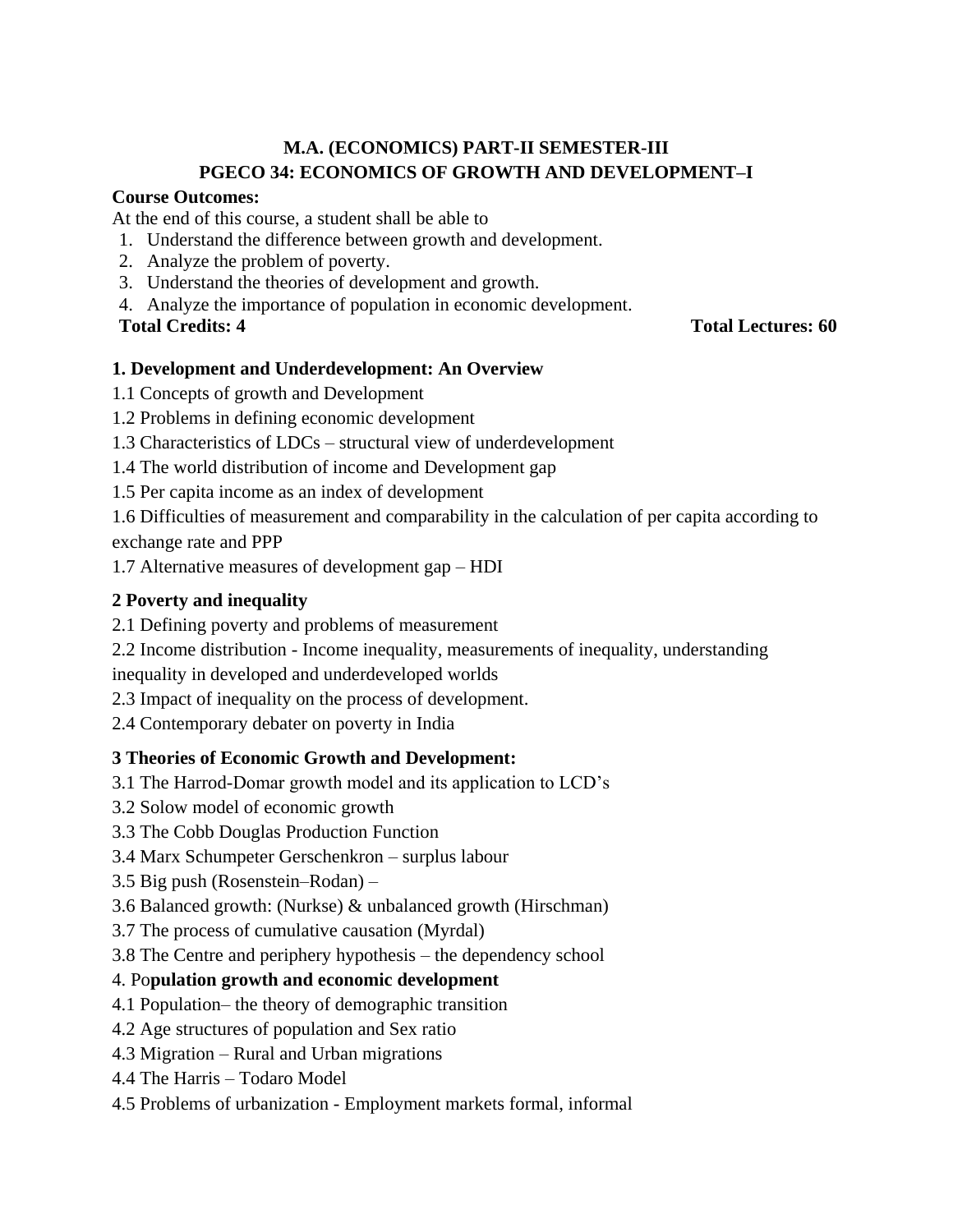# M.A. (ECONOMICS) PART-II SEMESTER-III
# PGECO 34: ECONOMICS OF GROWTH AND DEVELOPMENT–I

**Course Outcomes:**

At the end of this course, a student shall be able to

1. Understand the difference between growth and development.
2. Analyze the problem of poverty.
3. Understand the theories of development and growth.
4. Analyze the importance of population in economic development.

**Total Credits: 4** **Total Lectures: 60**

### 1. Development and Underdevelopment: An Overview

1.1 Concepts of growth and Development

1.2 Problems in defining economic development

1.3 Characteristics of LDCs – structural view of underdevelopment

1.4 The world distribution of income and Development gap

1.5 Per capita income as an index of development

1.6 Difficulties of measurement and comparability in the calculation of per capita according to exchange rate and PPP

1.7 Alternative measures of development gap – HDI

### 2 Poverty and inequality

2.1 Defining poverty and problems of measurement

2.2 Income distribution - Income inequality, measurements of inequality, understanding inequality in developed and underdeveloped worlds

2.3 Impact of inequality on the process of development.

2.4 Contemporary debater on poverty in India

### 3 Theories of Economic Growth and Development:

3.1 The Harrod-Domar growth model and its application to LCD's

3.2 Solow model of economic growth

3.3 The Cobb Douglas Production Function

3.4 Marx Schumpeter Gerschenkron – surplus labour

3.5 Big push (Rosenstein–Rodan) –

3.6 Balanced growth: (Nurkse) & unbalanced growth (Hirschman)

3.7 The process of cumulative causation (Myrdal)

3.8 The Centre and periphery hypothesis – the dependency school

### 4. Population growth and economic development

4.1 Population– the theory of demographic transition

4.2 Age structures of population and Sex ratio

4.3 Migration – Rural and Urban migrations

4.4 The Harris – Todaro Model

4.5 Problems of urbanization - Employment markets formal, informal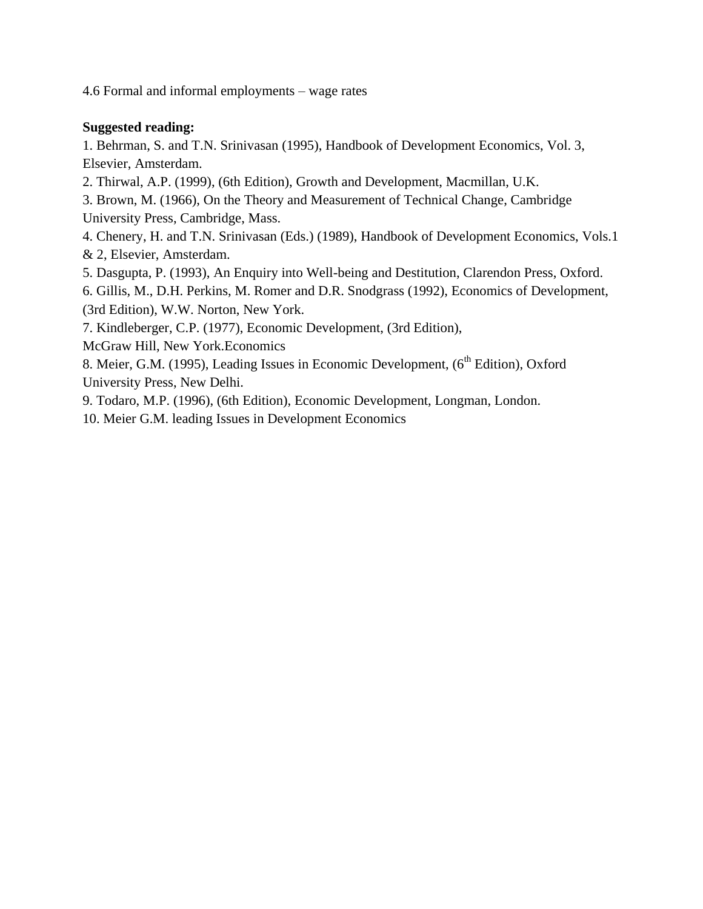4.6 Formal and informal employments – wage rates

**Suggested reading:**

1. Behrman, S. and T.N. Srinivasan (1995), Handbook of Development Economics, Vol. 3, Elsevier, Amsterdam.
2. Thirwal, A.P. (1999), (6th Edition), Growth and Development, Macmillan, U.K.
3. Brown, M. (1966), On the Theory and Measurement of Technical Change, Cambridge University Press, Cambridge, Mass.
4. Chenery, H. and T.N. Srinivasan (Eds.) (1989), Handbook of Development Economics, Vols.1 & 2, Elsevier, Amsterdam.
5. Dasgupta, P. (1993), An Enquiry into Well-being and Destitution, Clarendon Press, Oxford.
6. Gillis, M., D.H. Perkins, M. Romer and D.R. Snodgrass (1992), Economics of Development, (3rd Edition), W.W. Norton, New York.
7. Kindleberger, C.P. (1977), Economic Development, (3rd Edition), McGraw Hill, New York.Economics
8. Meier, G.M. (1995), Leading Issues in Economic Development, (6th Edition), Oxford University Press, New Delhi.
9. Todaro, M.P. (1996), (6th Edition), Economic Development, Longman, London.
10. Meier G.M. leading Issues in Development Economics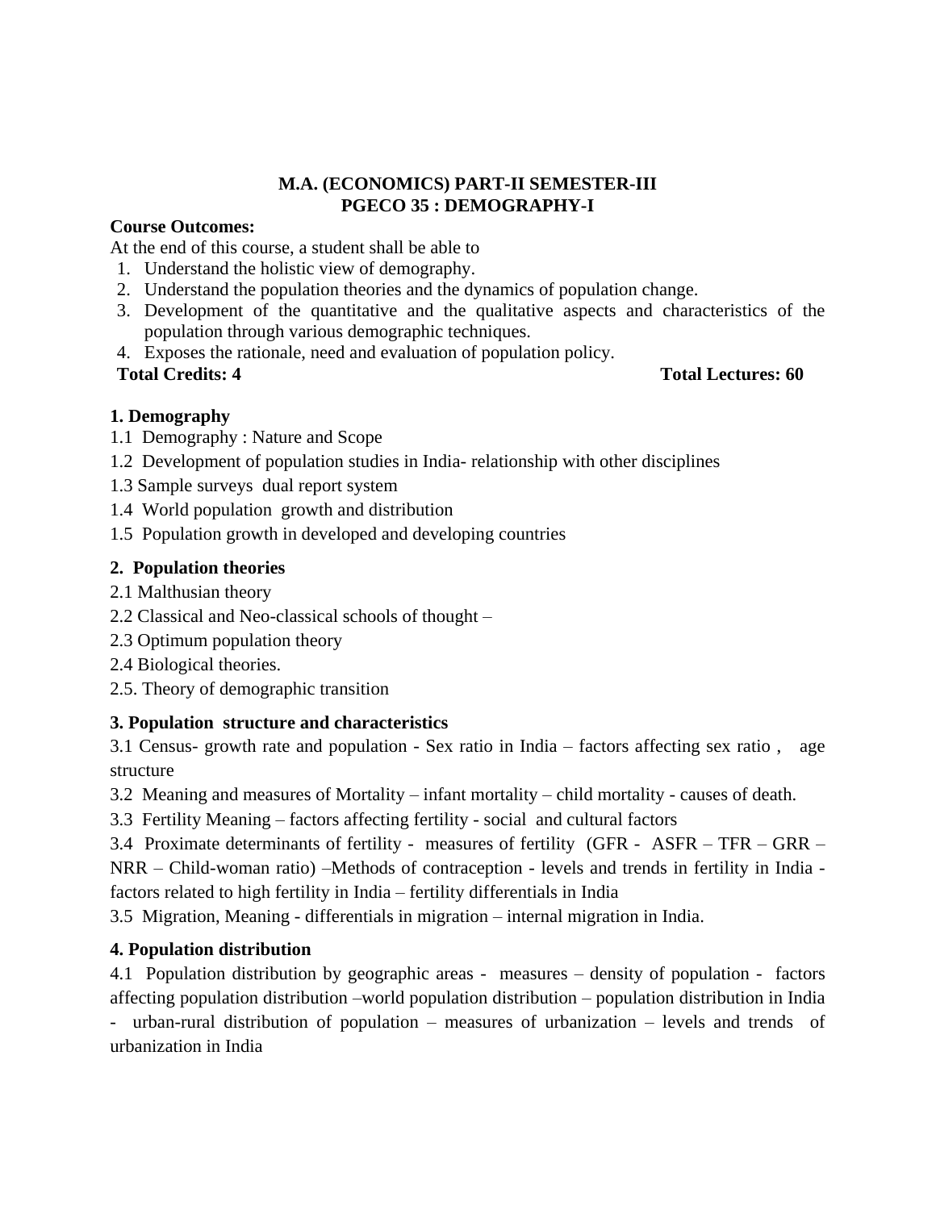**M.A. (ECONOMICS) PART-II SEMESTER-III**
**PGECO 35 : DEMOGRAPHY-I**

**Course Outcomes:**

At the end of this course, a student shall be able to

1. Understand the holistic view of demography.
2. Understand the population theories and the dynamics of population change.
3. Development of the quantitative and the qualitative aspects and characteristics of the population through various demographic techniques.
4. Exposes the rationale, need and evaluation of population policy.

**Total Credits: 4** **Total Lectures: 60**

**1. Demography**

1.1 Demography : Nature and Scope

1.2 Development of population studies in India- relationship with other disciplines

1.3 Sample surveys dual report system

1.4 World population growth and distribution

1.5 Population growth in developed and developing countries

**2. Population theories**

2.1 Malthusian theory

2.2 Classical and Neo-classical schools of thought –

2.3 Optimum population theory

2.4 Biological theories.

2.5. Theory of demographic transition

**3. Population structure and characteristics**

3.1 Census- growth rate and population - Sex ratio in India – factors affecting sex ratio , age structure

3.2 Meaning and measures of Mortality – infant mortality – child mortality - causes of death.

3.3 Fertility Meaning – factors affecting fertility - social and cultural factors

3.4 Proximate determinants of fertility - measures of fertility (GFR - ASFR – TFR – GRR – NRR – Child-woman ratio) –Methods of contraception - levels and trends in fertility in India - factors related to high fertility in India – fertility differentials in India

3.5 Migration, Meaning - differentials in migration – internal migration in India.

**4. Population distribution**

4.1 Population distribution by geographic areas - measures – density of population - factors affecting population distribution –world population distribution – population distribution in India - urban-rural distribution of population – measures of urbanization – levels and trends of urbanization in India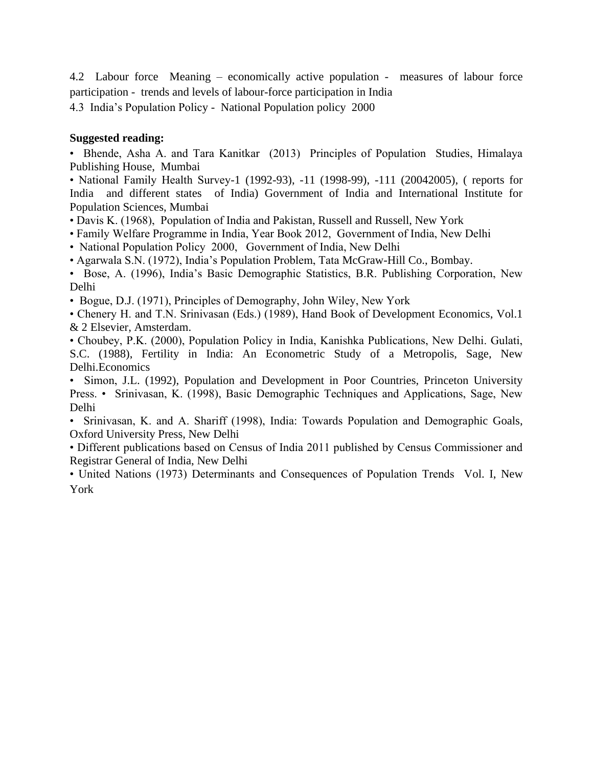4.2 Labour force Meaning – economically active population - measures of labour force participation - trends and levels of labour-force participation in India

4.3 India's Population Policy - National Population policy 2000

**Suggested reading:**

- Bhende, Asha A. and Tara Kanitkar (2013) Principles of Population Studies, Himalaya Publishing House, Mumbai
- National Family Health Survey-1 (1992-93), -11 (1998-99), -111 (20042005), ( reports for India and different states of India) Government of India and International Institute for Population Sciences, Mumbai
- Davis K. (1968), Population of India and Pakistan, Russell and Russell, New York
- Family Welfare Programme in India, Year Book 2012, Government of India, New Delhi
- National Population Policy 2000, Government of India, New Delhi
- Agarwala S.N. (1972), India's Population Problem, Tata McGraw-Hill Co., Bombay.
- Bose, A. (1996), India's Basic Demographic Statistics, B.R. Publishing Corporation, New Delhi
- Bogue, D.J. (1971), Principles of Demography, John Wiley, New York
- Chenery H. and T.N. Srinivasan (Eds.) (1989), Hand Book of Development Economics, Vol.1 & 2 Elsevier, Amsterdam.
- Choubey, P.K. (2000), Population Policy in India, Kanishka Publications, New Delhi. Gulati, S.C. (1988), Fertility in India: An Econometric Study of a Metropolis, Sage, New Delhi.Economics
- Simon, J.L. (1992), Population and Development in Poor Countries, Princeton University Press. • Srinivasan, K. (1998), Basic Demographic Techniques and Applications, Sage, New Delhi
- Srinivasan, K. and A. Shariff (1998), India: Towards Population and Demographic Goals, Oxford University Press, New Delhi
- Different publications based on Census of India 2011 published by Census Commissioner and Registrar General of India, New Delhi
- United Nations (1973) Determinants and Consequences of Population Trends Vol. I, New York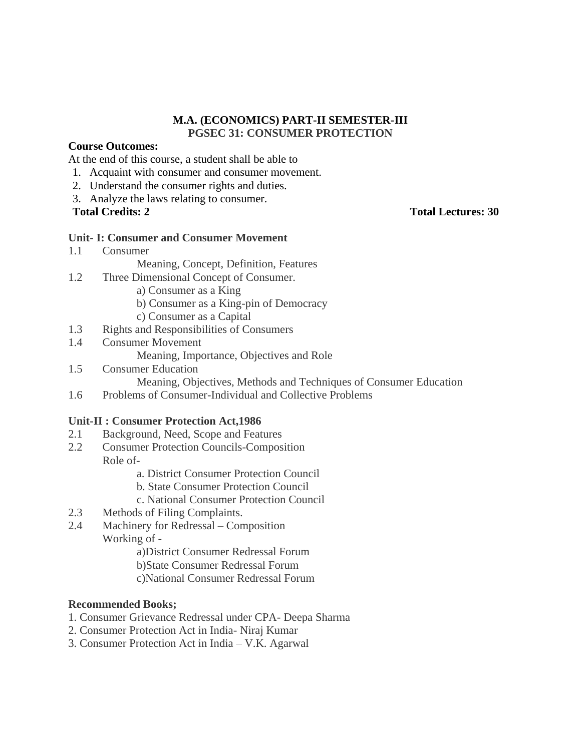**M.A. (ECONOMICS) PART-II SEMESTER-III**
**PGSEC 31: CONSUMER PROTECTION**

**Course Outcomes:**

At the end of this course, a student shall be able to

1. Acquaint with consumer and consumer movement.
2. Understand the consumer rights and duties.
3. Analyze the laws relating to consumer.

**Total Credits: 2** **Total Lectures: 30**

**Unit- I: Consumer and Consumer Movement**

1.1 Consumer
  Meaning, Concept, Definition, Features

1.2 Three Dimensional Concept of Consumer.
  a) Consumer as a King
  b) Consumer as a King-pin of Democracy
  c) Consumer as a Capital

1.3 Rights and Responsibilities of Consumers

1.4 Consumer Movement
  Meaning, Importance, Objectives and Role

1.5 Consumer Education
  Meaning, Objectives, Methods and Techniques of Consumer Education

1.6 Problems of Consumer-Individual and Collective Problems

**Unit-II : Consumer Protection Act,1986**

2.1 Background, Need, Scope and Features

2.2 Consumer Protection Councils-Composition
  Role of-
  a. District Consumer Protection Council
  b. State Consumer Protection Council
  c. National Consumer Protection Council

2.3 Methods of Filing Complaints.

2.4 Machinery for Redressal – Composition
  Working of -
  a)District Consumer Redressal Forum
  b)State Consumer Redressal Forum
  c)National Consumer Redressal Forum

**Recommended Books;**

1. Consumer Grievance Redressal under CPA- Deepa Sharma
2. Consumer Protection Act in India- Niraj Kumar
3. Consumer Protection Act in India – V.K. Agarwal